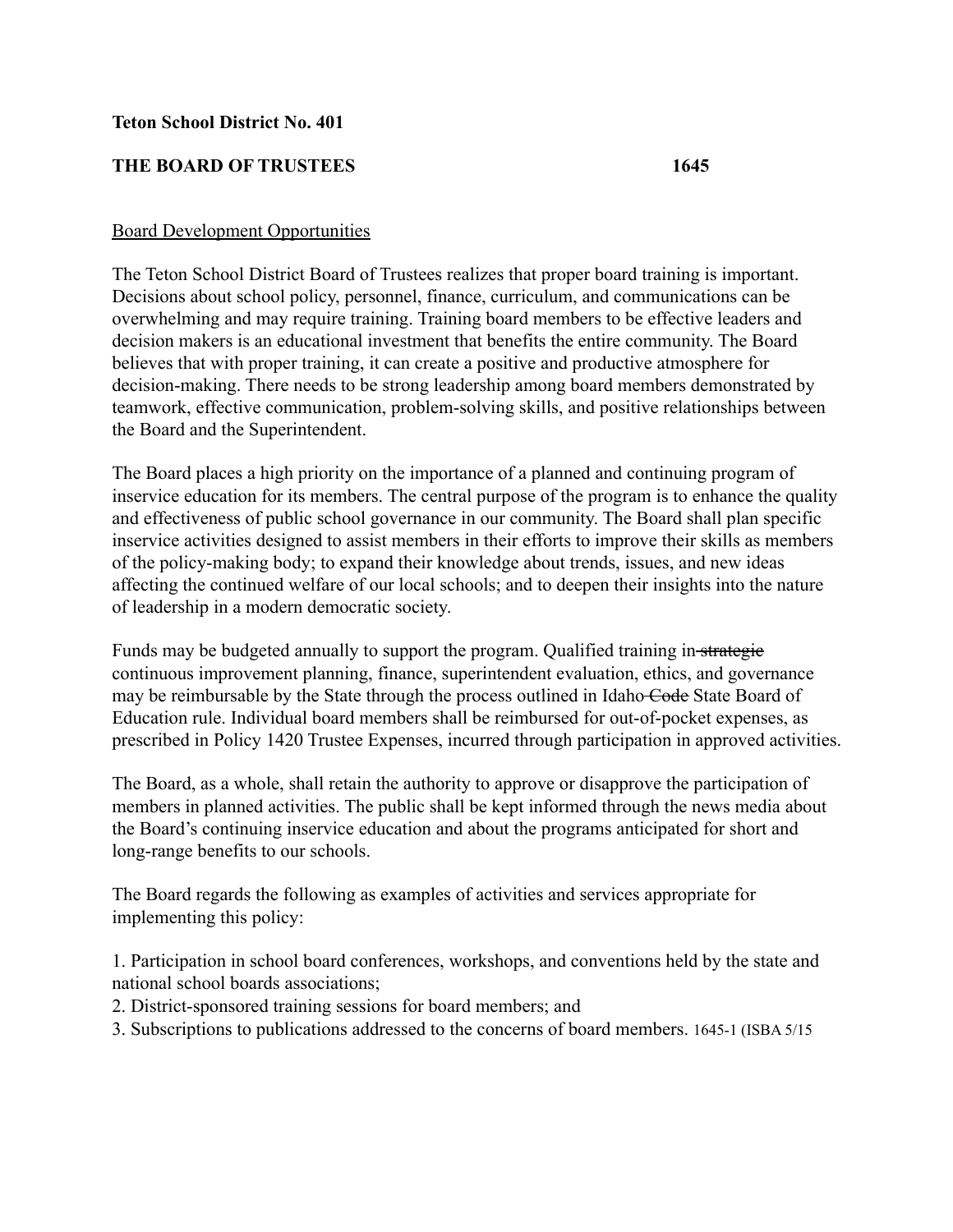**Teton School District No. 401**

**THE BOARD OF TRUSTEES 1645**

<u>Board Development Opportunities</u>

The Teton School District Board of Trustees realizes that proper board training is important. Decisions about school policy, personnel, finance, curriculum, and communications can be overwhelming and may require training. Training board members to be effective leaders and decision makers is an educational investment that benefits the entire community. The Board believes that with proper training, it can create a positive and productive atmosphere for decision-making. There needs to be strong leadership among board members demonstrated by teamwork, effective communication, problem-solving skills, and positive relationships between the Board and the Superintendent.

The Board places a high priority on the importance of a planned and continuing program of inservice education for its members. The central purpose of the program is to enhance the quality and effectiveness of public school governance in our community. The Board shall plan specific inservice activities designed to assist members in their efforts to improve their skills as members of the policy-making body; to expand their knowledge about trends, issues, and new ideas affecting the continued welfare of our local schools; and to deepen their insights into the nature of leadership in a modern democratic society.

Funds may be budgeted annually to support the program. Qualified training in ~~strategic~~ continuous improvement planning, finance, superintendent evaluation, ethics, and governance may be reimbursable by the State through the process outlined in Idaho ~~Code~~ State Board of Education rule. Individual board members shall be reimbursed for out-of-pocket expenses, as prescribed in Policy 1420 Trustee Expenses, incurred through participation in approved activities.

The Board, as a whole, shall retain the authority to approve or disapprove the participation of members in planned activities. The public shall be kept informed through the news media about the Board's continuing inservice education and about the programs anticipated for short and long-range benefits to our schools.

The Board regards the following as examples of activities and services appropriate for implementing this policy:

1. Participation in school board conferences, workshops, and conventions held by the state and national school boards associations;
2. District-sponsored training sessions for board members; and
3. Subscriptions to publications addressed to the concerns of board members. 1645-1 (ISBA 5/15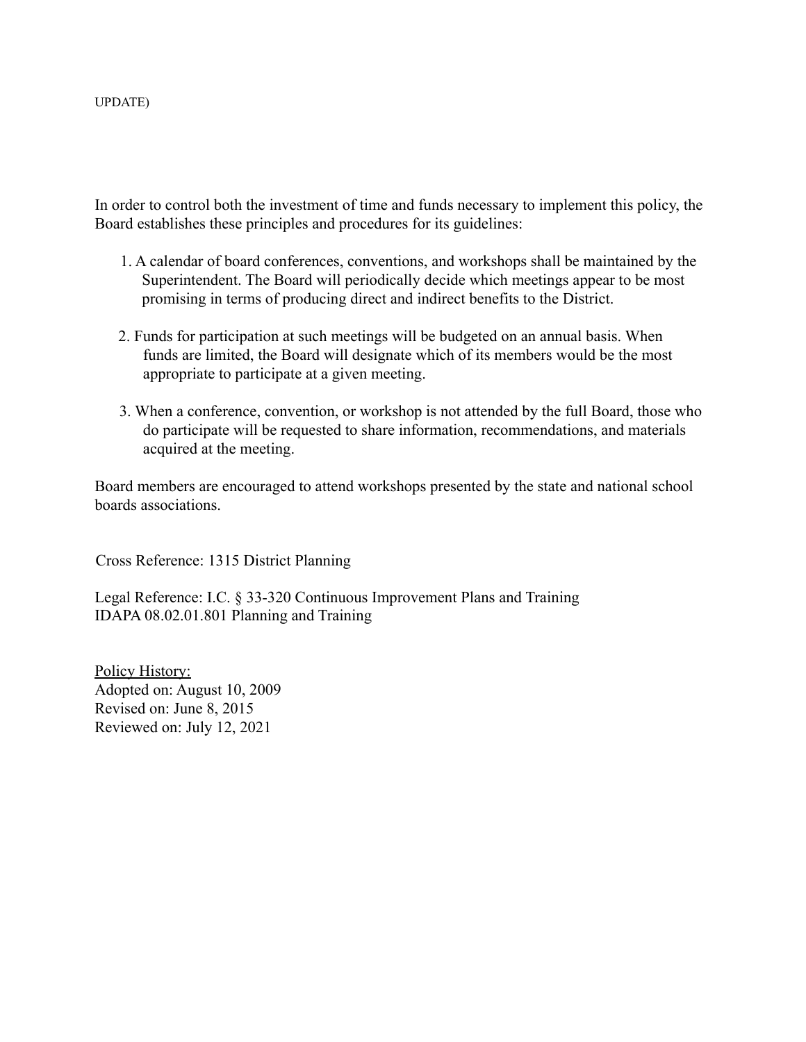UPDATE)

In order to control both the investment of time and funds necessary to implement this policy, the Board establishes these principles and procedures for its guidelines:

1. A calendar of board conferences, conventions, and workshops shall be maintained by the Superintendent. The Board will periodically decide which meetings appear to be most promising in terms of producing direct and indirect benefits to the District.

2. Funds for participation at such meetings will be budgeted on an annual basis. When funds are limited, the Board will designate which of its members would be the most appropriate to participate at a given meeting.

3. When a conference, convention, or workshop is not attended by the full Board, those who do participate will be requested to share information, recommendations, and materials acquired at the meeting.

Board members are encouraged to attend workshops presented by the state and national school boards associations.

Cross Reference: 1315 District Planning

Legal Reference: I.C. § 33-320 Continuous Improvement Plans and Training
IDAPA 08.02.01.801 Planning and Training

Policy History:
Adopted on: August 10, 2009
Revised on: June 8, 2015
Reviewed on: July 12, 2021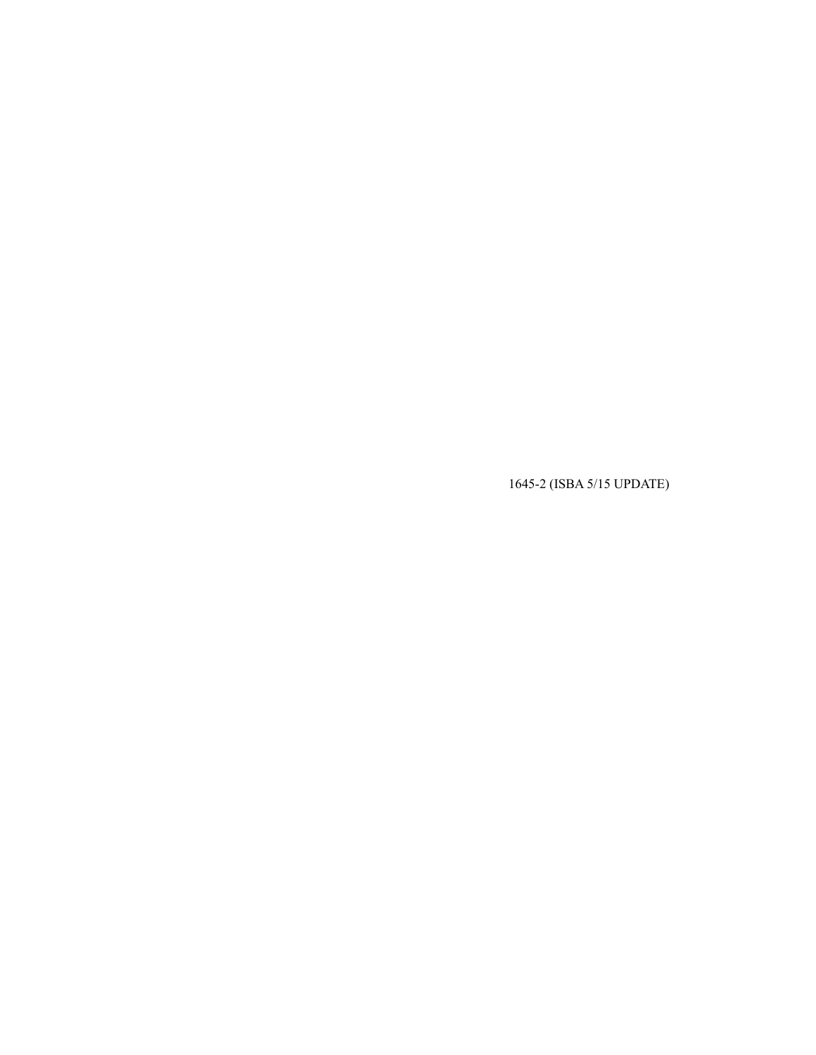1645-2 (ISBA 5/15 UPDATE)